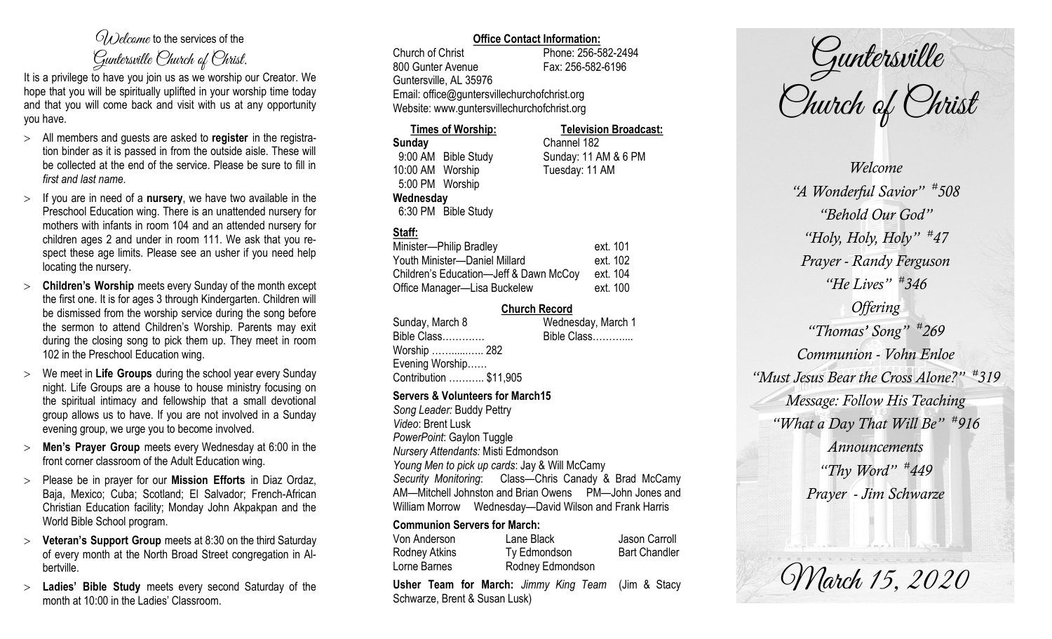*Welcome* to the services of the *Guntersville Church of Christ*.

It is a privilege to have you join us as we worship our Creator. We hope that you will be spiritually uplifted in your worship time today and that you will come back and visit with us at any opportunity you have.

- All members and guests are asked to **register** in the registration binder as it is passed in from the outside aisle. These will be collected at the end of the service. Please be sure to fill in *first and last name*.
- If you are in need of a **nursery**, we have two available in the Preschool Education wing. There is an unattended nursery for mothers with infants in room 104 and an attended nursery for children ages 2 and under in room 111. We ask that you respect these age limits. Please see an usher if you need help locating the nursery.
- **Children's Worship** meets every Sunday of the month except the first one. It is for ages 3 through Kindergarten. Children will be dismissed from the worship service during the song before the sermon to attend Children's Worship. Parents may exit during the closing song to pick them up. They meet in room 102 in the Preschool Education wing.
- We meet in **Life Groups** during the school year every Sunday night. Life Groups are a house to house ministry focusing on the spiritual intimacy and fellowship that a small devotional group allows us to have. If you are not involved in a Sunday evening group, we urge you to become involved.
- **Men's Prayer Group** meets every Wednesday at 6:00 in the front corner classroom of the Adult Education wing.
- Please be in prayer for our **Mission Efforts** in Diaz Ordaz, Baja, Mexico; Cuba; Scotland; El Salvador; French-African Christian Education facility; Monday John Akpakpan and the World Bible School program.
- **Veteran's Support Group** meets at 8:30 on the third Saturday of every month at the North Broad Street congregation in Albertville.
- **Ladies' Bible Study** meets every second Saturday of the month at 10:00 in the Ladies' Classroom.

**Office Contact Information:**

Church of Christ — Phone: 256-582-2494
800 Gunter Avenue — Fax: 256-582-6196
Guntersville, AL 35976
Email: office@guntersvillechurchofchrist.org
Website: www.guntersvillechurchofchrist.org

**Times of Worship:**

**Sunday**
9:00 AM Bible Study
10:00 AM Worship
5:00 PM Worship
**Wednesday**
6:30 PM Bible Study

**Television Broadcast:**

Channel 182
Sunday: 11 AM & 6 PM
Tuesday: 11 AM

**Staff:**

| | |
|---|---|
| Minister—Philip Bradley | ext. 101 |
| Youth Minister—Daniel Millard | ext. 102 |
| Children's Education—Jeff & Dawn McCoy | ext. 104 |
| Office Manager—Lisa Buckelew | ext. 100 |

**Church Record**

| Sunday, March 8 | Wednesday, March 1 |
|---|---|
| Bible Class………… | Bible Class……….... |
| Worship …….....….. 282 | |
| Evening Worship…… | |
| Contribution ……….. $11,905 | |

**Servers & Volunteers for March15**

*Song Leader:* Buddy Pettry
*Video*: Brent Lusk
*PowerPoint*: Gaylon Tuggle
*Nursery Attendants:* Misti Edmondson
*Young Men to pick up cards*: Jay & Will McCamy
*Security Monitoring*: Class—Chris Canady & Brad McCamy AM—Mitchell Johnston and Brian Owens PM—John Jones and William Morrow Wednesday—David Wilson and Frank Harris

**Communion Servers for March:**

| | | |
|---|---|---|
| Von Anderson | Lane Black | Jason Carroll |
| Rodney Atkins | Ty Edmondson | Bart Chandler |
| Lorne Barnes | Rodney Edmondson | |

**Usher Team for March:** *Jimmy King Team* (Jim & Stacy Schwarze, Brent & Susan Lusk)

# Guntersville Church of Christ

*Welcome*
*"A Wonderful Savior" #508*
*"Behold Our God"*
*"Holy, Holy, Holy" #47*
*Prayer - Randy Ferguson*
*"He Lives" #346*
*Offering*
*"Thomas' Song" #269*
*Communion - Vohn Enloe*
*"Must Jesus Bear the Cross Alone?" #319*
*Message: Follow His Teaching*
*"What a Day That Will Be" #916*
*Announcements*
*"Thy Word" #449*
*Prayer - Jim Schwarze*

*March 15, 2020*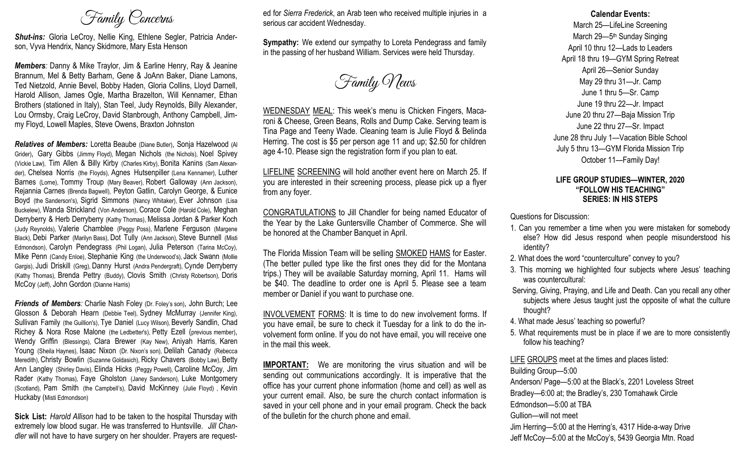# Family Concerns

***Shut-ins:*** Gloria LeCroy, Nellie King, Ethlene Segler, Patricia Anderson, Vyva Hendrix, Nancy Skidmore, Mary Esta Henson

***Members:*** Danny & Mike Traylor, Jim & Earline Henry, Ray & Jeanine Brannum, Mel & Betty Barham, Gene & JoAnn Baker, Diane Lamons, Ted Nietzold, Annie Bevel, Bobby Haden, Gloria Collins, Lloyd Darnell, Harold Allison, James Ogle, Martha Brazelton, Will Kennamer, Ethan Brothers (stationed in Italy), Stan Teel, Judy Reynolds, Billy Alexander, Lou Ormsby, Craig LeCroy, David Stanbrough, Anthony Campbell, Jimmy Floyd, Lowell Maples, Steve Owens, Braxton Johnston

***Relatives of Members:*** Loretta Beaube (Diane Butler), Sonja Hazelwood (Al Grider), Gary Gibbs (Jimmy Floyd), Megan Nichols (the Nichols), Noel Spivey (Vickie Law), Tim Allen & Billy Kirby (Charles Kirby), Bonita Kanins (Sam Alexander), Chelsea Norris (the Floyds), Agnes Hutsenpiller (Lena Kennamer), Luther Barnes (Lorne), Tommy Troup (Mary Beaver), Robert Galloway (Ann Jackson), Rejannia Carnes (Brenda Bagwell), Peyton Gatlin, Carolyn George, & Eunice Boyd (the Sanderson's), Sigrid Simmons (Nancy Whitaker), Ever Johnson (Lisa Buckelew), Wanda Strickland (Von Anderson), Corace Cole (Harold Cole), Meghan Derryberry & Herb Derryberry (Kathy Thomas), Melissa Jordan & Parker Koch (Judy Reynolds), Valerie Chamblee (Peggy Poss), Marlene Ferguson (Margene Black), Debi Parker (Marilyn Bass), Dot Tully (Ann Jackson), Steve Bunnell (Misti Edmondson), Carolyn Pendegrass (Phil Logan), Julia Peterson (Tarina McCoy), Mike Penn (Candy Enloe), Stephanie King (the Underwood's), Jack Swann (Mollie Gargis), Judi Driskill (Greg), Danny Hurst (Andra Pendergraft), Cynde Derryberry (Kathy Thomas), Brenda Pettry (Buddy), Clovis Smith (Christy Robertson), Doris McCoy (Jeff), John Gordon (Dianne Harris)

***Friends of Members:*** Charlie Nash Foley (Dr. Foley's son), John Burch; Lee Glosson & Deborah Hearn (Debbie Teel), Sydney McMurray (Jennifer King), Sullivan Family (the Guillon's), Tye Daniel (Lucy Wilson), Beverly Sandlin, Chad Richey & Nora Rose Malone (the Ledbetter's), Petty Ezell (previous member), Wendy Griffin (Blessings), Clara Brewer (Kay New), Aniyah Harris, Karen Young (Sheila Haynes), Isaac Nixon (Dr. Nixon's son), Delilah Canady (Rebecca Meredith), Christy Bowlin (Suzanne Goldasich), Ricky Chavers (Bobby Law), Betty Ann Langley (Shirley Davis), Elinda Hicks (Peggy Powell), Caroline McCoy, Jim Rader (Kathy Thomas), Faye Gholston (Janey Sanderson), Luke Montgomery (Scotland), Pam Smith (the Campbell's), David McKinney (Julie Floyd) , Kevin Huckaby (Misti Edmondson)

**Sick List:** *Harold Allison* had to be taken to the hospital Thursday with extremely low blood sugar. He was transferred to Huntsville. *Jill Chandler* will not have to have surgery on her shoulder. Prayers are requested for *Sierra Frederick*, an Arab teen who received multiple injuries in a serious car accident Wednesday.

**Sympathy:** We extend our sympathy to Loreta Pendegrass and family in the passing of her husband William. Services were held Thursday.

# Family News

WEDNESDAY MEAL: This week's menu is Chicken Fingers, Macaroni & Cheese, Green Beans, Rolls and Dump Cake. Serving team is Tina Page and Teeny Wade. Cleaning team is Julie Floyd & Belinda Herring. The cost is $5 per person age 11 and up; $2.50 for children age 4-10. Please sign the registration form if you plan to eat.

LIFELINE SCREENING will hold another event here on March 25. If you are interested in their screening process, please pick up a flyer from any foyer.

CONGRATULATIONS to Jill Chandler for being named Educator of the Year by the Lake Guntersville Chamber of Commerce. She will be honored at the Chamber Banquet in April.

The Florida Mission Team will be selling SMOKED HAMS for Easter. (The better pulled type like the first ones they did for the Montana trips.) They will be available Saturday morning, April 11. Hams will be $40. The deadline to order one is April 5. Please see a team member or Daniel if you want to purchase one.

INVOLVEMENT FORMS: It is time to do new involvement forms. If you have email, be sure to check it Tuesday for a link to do the involvement form online. If you do not have email, you will receive one in the mail this week.

**IMPORTANT:** We are monitoring the virus situation and will be sending out communications accordingly. It is imperative that the office has your current phone information (home and cell) as well as your current email. Also, be sure the church contact information is saved in your cell phone and in your email program. Check the back of the bulletin for the church phone and email.

**Calendar Events:**

March 25—LifeLine Screening
March 29—5th Sunday Singing
April 10 thru 12—Lads to Leaders
April 18 thru 19—GYM Spring Retreat
April 26—Senior Sunday
May 29 thru 31—Jr. Camp
June 1 thru 5—Sr. Camp
June 19 thru 22—Jr. Impact
June 20 thru 27—Baja Mission Trip
June 22 thru 27—Sr. Impact
June 28 thru July 1—Vacation Bible School
July 5 thru 13—GYM Florida Mission Trip
October 11—Family Day!

**LIFE GROUP STUDIES—WINTER, 2020**
**"FOLLOW HIS TEACHING"**
**SERIES: IN HIS STEPS**

Questions for Discussion:

1. Can you remember a time when you were mistaken for somebody else? How did Jesus respond when people misunderstood his identity?
2. What does the word "counterculture" convey to you?
3. This morning we highlighted four subjects where Jesus' teaching was countercultural: Serving, Giving, Praying, and Life and Death. Can you recall any other subjects where Jesus taught just the opposite of what the culture thought?
4. What made Jesus' teaching so powerful?
5. What requirements must be in place if we are to more consistently follow his teaching?

LIFE GROUPS meet at the times and places listed:

Building Group—5:00
Anderson/ Page—5:00 at the Black's, 2201 Loveless Street
Bradley—6:00 at; the Bradley's, 230 Tomahawk Circle
Edmondson—5:00 at TBA
Gullion—will not meet
Jim Herring—5:00 at the Herring's, 4317 Hide-a-way Drive
Jeff McCoy—5:00 at the McCoy's, 5439 Georgia Mtn. Road